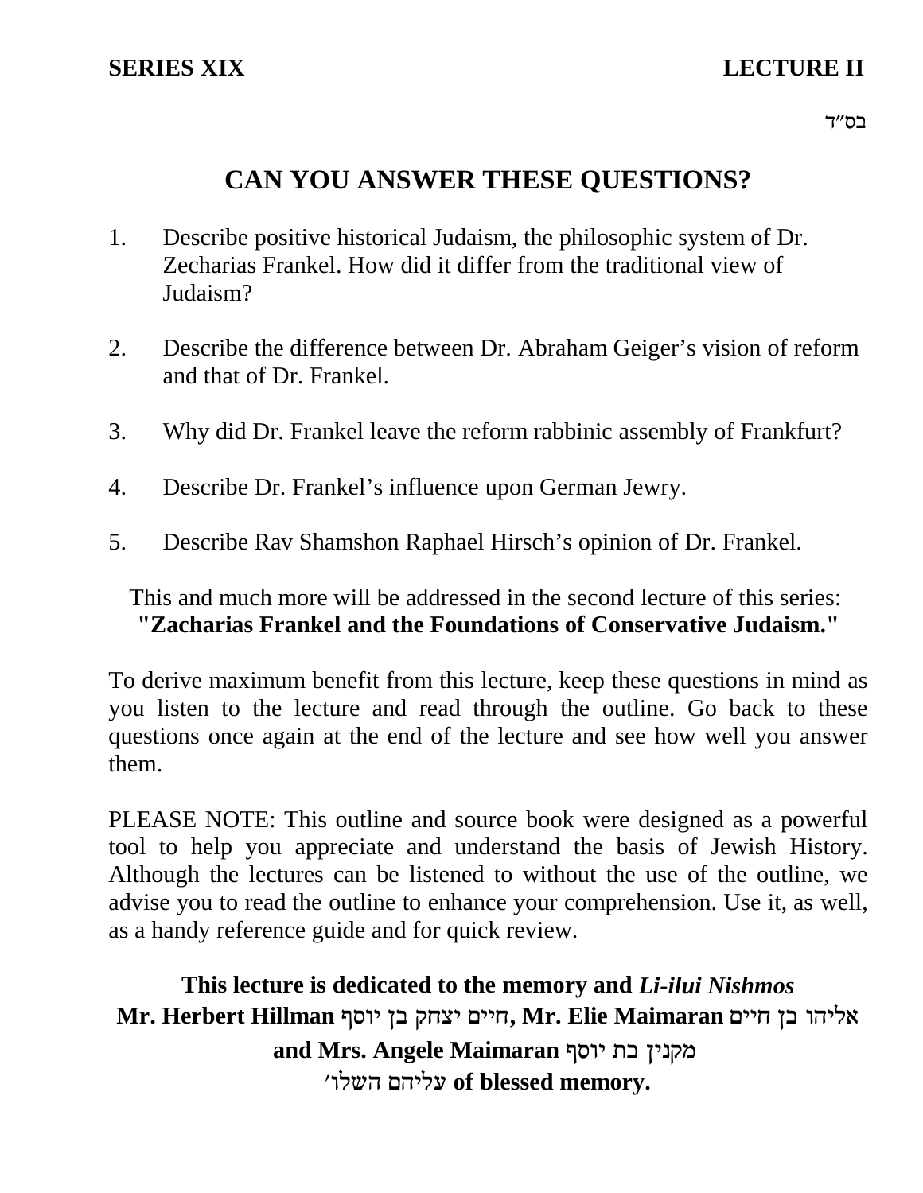**SERIES XIX** **LECTURE II**

בס״ד

# CAN YOU ANSWER THESE QUESTIONS?

1. Describe positive historical Judaism, the philosophic system of Dr. Zecharias Frankel. How did it differ from the traditional view of Judaism?

2. Describe the difference between Dr. Abraham Geiger's vision of reform and that of Dr. Frankel.

3. Why did Dr. Frankel leave the reform rabbinic assembly of Frankfurt?

4. Describe Dr. Frankel's influence upon German Jewry.

5. Describe Rav Shamshon Raphael Hirsch's opinion of Dr. Frankel.

This and much more will be addressed in the second lecture of this series:
**"Zacharias Frankel and the Foundations of Conservative Judaism."**

To derive maximum benefit from this lecture, keep these questions in mind as you listen to the lecture and read through the outline. Go back to these questions once again at the end of the lecture and see how well you answer them.

PLEASE NOTE: This outline and source book were designed as a powerful tool to help you appreciate and understand the basis of Jewish History. Although the lectures can be listened to without the use of the outline, we advise you to read the outline to enhance your comprehension. Use it, as well, as a handy reference guide and for quick review.

**This lecture is dedicated to the memory and *Li-ilui Nishmos***
**Mr. Herbert Hillman חיים יצחק בן יוסף, Mr. Elie Maimaran אליהו בן חיים**
**and Mrs. Angele Maimaran מקנין בת יוסף**
**עליהם השלו׳ of blessed memory.**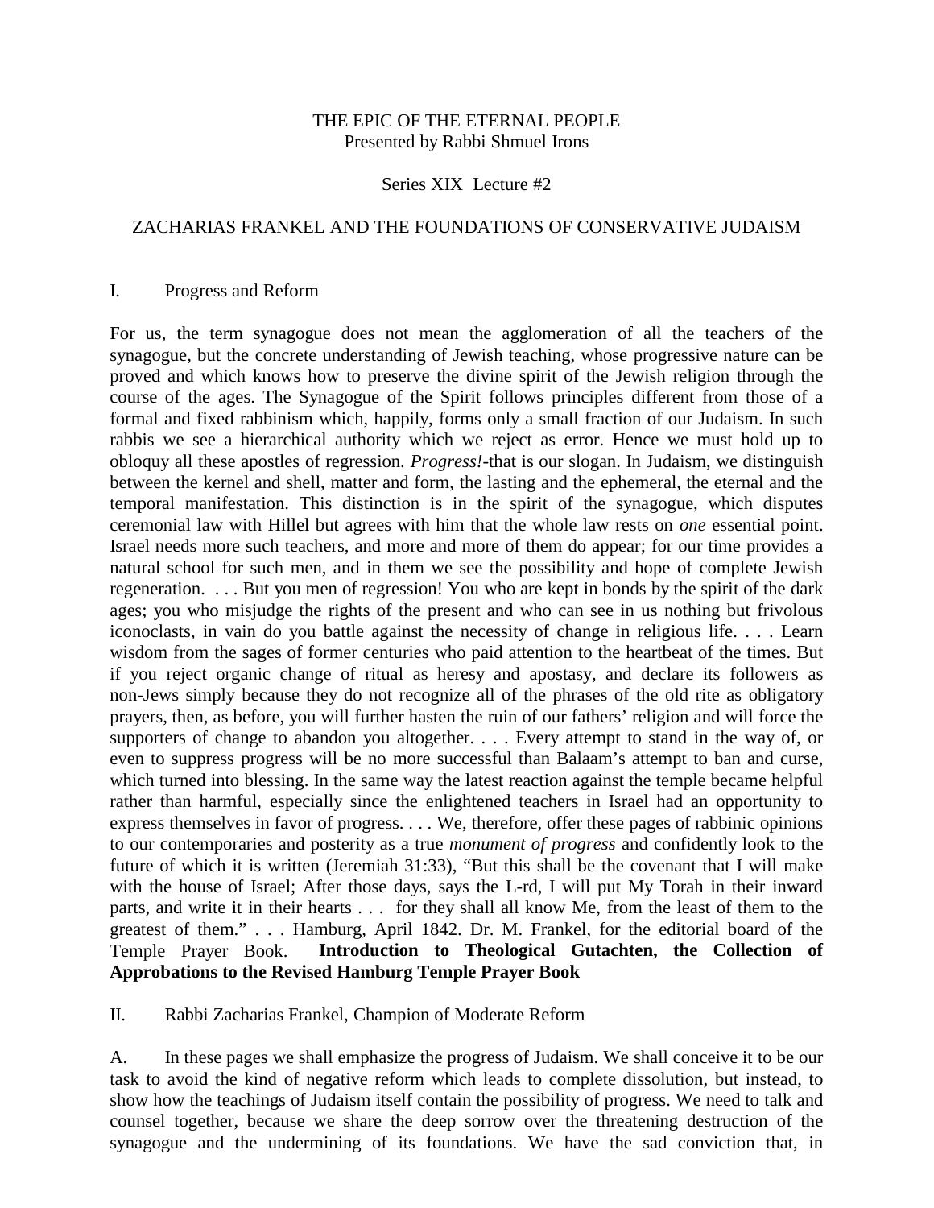THE EPIC OF THE ETERNAL PEOPLE
Presented by Rabbi Shmuel Irons

Series XIX Lecture #2

ZACHARIAS FRANKEL AND THE FOUNDATIONS OF CONSERVATIVE JUDAISM

## I. Progress and Reform

For us, the term synagogue does not mean the agglomeration of all the teachers of the synagogue, but the concrete understanding of Jewish teaching, whose progressive nature can be proved and which knows how to preserve the divine spirit of the Jewish religion through the course of the ages. The Synagogue of the Spirit follows principles different from those of a formal and fixed rabbinism which, happily, forms only a small fraction of our Judaism. In such rabbis we see a hierarchical authority which we reject as error. Hence we must hold up to obloquy all these apostles of regression. *Progress!*-that is our slogan. In Judaism, we distinguish between the kernel and shell, matter and form, the lasting and the ephemeral, the eternal and the temporal manifestation. This distinction is in the spirit of the synagogue, which disputes ceremonial law with Hillel but agrees with him that the whole law rests on *one* essential point. Israel needs more such teachers, and more and more of them do appear; for our time provides a natural school for such men, and in them we see the possibility and hope of complete Jewish regeneration. . . . But you men of regression! You who are kept in bonds by the spirit of the dark ages; you who misjudge the rights of the present and who can see in us nothing but frivolous iconoclasts, in vain do you battle against the necessity of change in religious life. . . . Learn wisdom from the sages of former centuries who paid attention to the heartbeat of the times. But if you reject organic change of ritual as heresy and apostasy, and declare its followers as non-Jews simply because they do not recognize all of the phrases of the old rite as obligatory prayers, then, as before, you will further hasten the ruin of our fathers' religion and will force the supporters of change to abandon you altogether. . . . Every attempt to stand in the way of, or even to suppress progress will be no more successful than Balaam's attempt to ban and curse, which turned into blessing. In the same way the latest reaction against the temple became helpful rather than harmful, especially since the enlightened teachers in Israel had an opportunity to express themselves in favor of progress. . . . We, therefore, offer these pages of rabbinic opinions to our contemporaries and posterity as a true *monument of progress* and confidently look to the future of which it is written (Jeremiah 31:33), "But this shall be the covenant that I will make with the house of Israel; After those days, says the L-rd, I will put My Torah in their inward parts, and write it in their hearts . . . for they shall all know Me, from the least of them to the greatest of them." . . . Hamburg, April 1842. Dr. M. Frankel, for the editorial board of the Temple Prayer Book. **Introduction to Theological Gutachten, the Collection of Approbations to the Revised Hamburg Temple Prayer Book**

## II. Rabbi Zacharias Frankel, Champion of Moderate Reform

A. In these pages we shall emphasize the progress of Judaism. We shall conceive it to be our task to avoid the kind of negative reform which leads to complete dissolution, but instead, to show how the teachings of Judaism itself contain the possibility of progress. We need to talk and counsel together, because we share the deep sorrow over the threatening destruction of the synagogue and the undermining of its foundations. We have the sad conviction that, in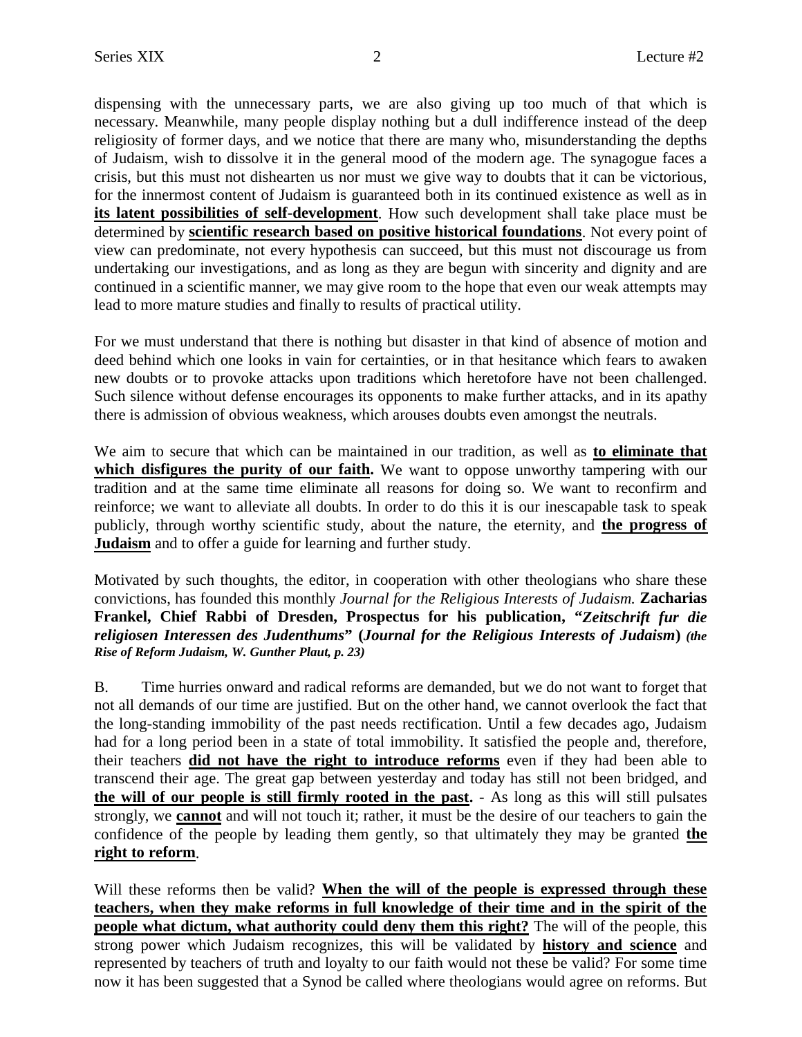dispensing with the unnecessary parts, we are also giving up too much of that which is necessary. Meanwhile, many people display nothing but a dull indifference instead of the deep religiosity of former days, and we notice that there are many who, misunderstanding the depths of Judaism, wish to dissolve it in the general mood of the modern age. The synagogue faces a crisis, but this must not dishearten us nor must we give way to doubts that it can be victorious, for the innermost content of Judaism is guaranteed both in its continued existence as well as in **<u>its latent possibilities of self-development</u>**. How such development shall take place must be determined by **<u>scientific research based on positive historical foundations</u>**. Not every point of view can predominate, not every hypothesis can succeed, but this must not discourage us from undertaking our investigations, and as long as they are begun with sincerity and dignity and are continued in a scientific manner, we may give room to the hope that even our weak attempts may lead to more mature studies and finally to results of practical utility.

For we must understand that there is nothing but disaster in that kind of absence of motion and deed behind which one looks in vain for certainties, or in that hesitance which fears to awaken new doubts or to provoke attacks upon traditions which heretofore have not been challenged. Such silence without defense encourages its opponents to make further attacks, and in its apathy there is admission of obvious weakness, which arouses doubts even amongst the neutrals.

We aim to secure that which can be maintained in our tradition, as well as **<u>to eliminate that which disfigures the purity of our faith.</u>** We want to oppose unworthy tampering with our tradition and at the same time eliminate all reasons for doing so. We want to reconfirm and reinforce; we want to alleviate all doubts. In order to do this it is our inescapable task to speak publicly, through worthy scientific study, about the nature, the eternity, and **<u>the progress of Judaism</u>** and to offer a guide for learning and further study.

Motivated by such thoughts, the editor, in cooperation with other theologians who share these convictions, has founded this monthly *Journal for the Religious Interests of Judaism.* **Zacharias Frankel, Chief Rabbi of Dresden, Prospectus for his publication, "*Zeitschrift fur die religiosen Interessen des Judenthums*" (*Journal for the Religious Interests of Judaism*)** ***(the Rise of Reform Judaism, W. Gunther Plaut, p. 23)***

B. Time hurries onward and radical reforms are demanded, but we do not want to forget that not all demands of our time are justified. But on the other hand, we cannot overlook the fact that the long-standing immobility of the past needs rectification. Until a few decades ago, Judaism had for a long period been in a state of total immobility. It satisfied the people and, therefore, their teachers **<u>did not have the right to introduce reforms</u>** even if they had been able to transcend their age. The great gap between yesterday and today has still not been bridged, and **<u>the will of our people is still firmly rooted in the past</u>.** - As long as this will still pulsates strongly, we **<u>cannot</u>** and will not touch it; rather, it must be the desire of our teachers to gain the confidence of the people by leading them gently, so that ultimately they may be granted **<u>the right to reform</u>**.

Will these reforms then be valid? **<u>When the will of the people is expressed through these teachers, when they make reforms in full knowledge of their time and in the spirit of the people what dictum, what authority could deny them this right?</u>** The will of the people, this strong power which Judaism recognizes, this will be validated by **<u>history and science</u>** and represented by teachers of truth and loyalty to our faith would not these be valid? For some time now it has been suggested that a Synod be called where theologians would agree on reforms. But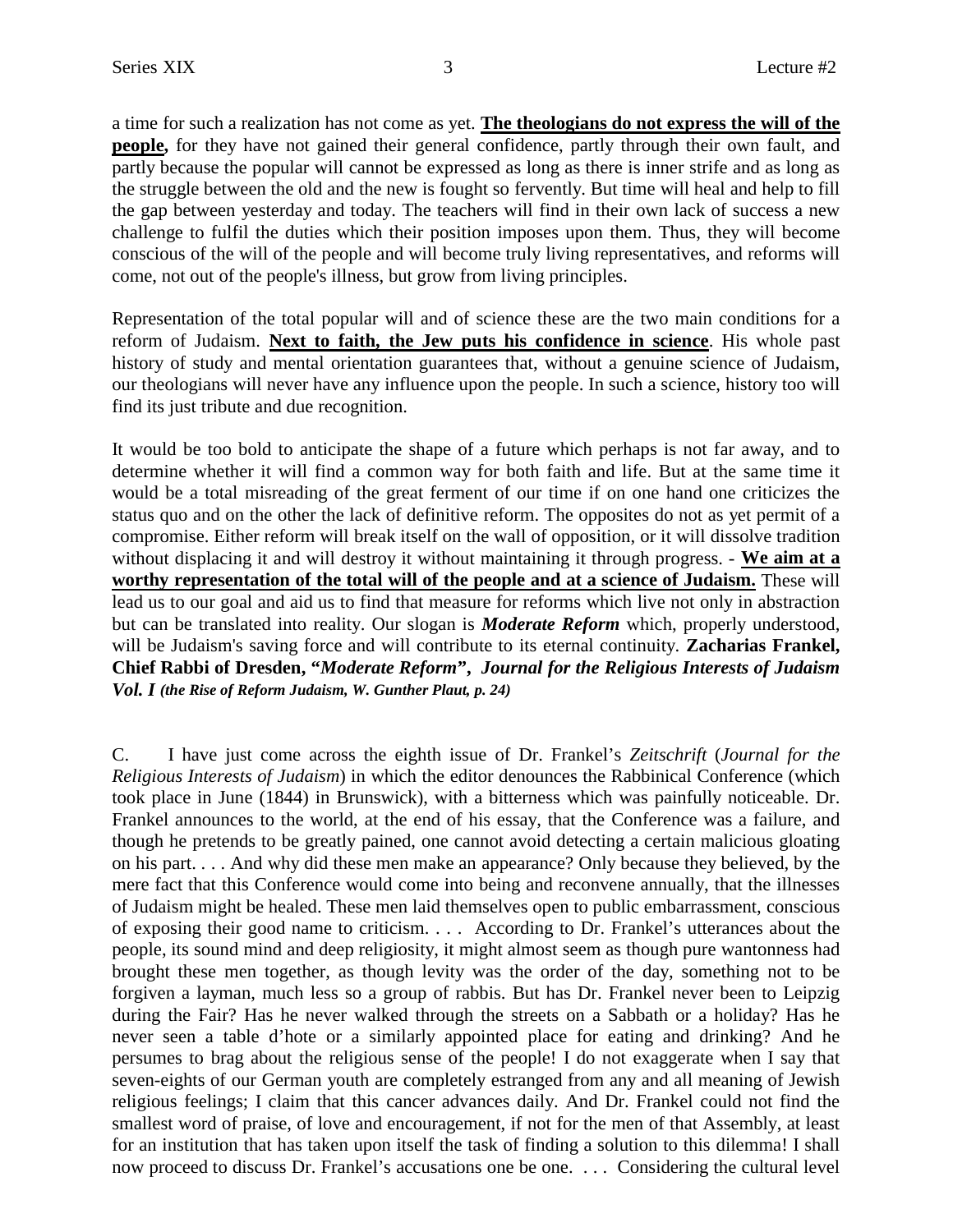a time for such a realization has not come as yet. **The theologians do not express the will of the people,** for they have not gained their general confidence, partly through their own fault, and partly because the popular will cannot be expressed as long as there is inner strife and as long as the struggle between the old and the new is fought so fervently. But time will heal and help to fill the gap between yesterday and today. The teachers will find in their own lack of success a new challenge to fulfil the duties which their position imposes upon them. Thus, they will become conscious of the will of the people and will become truly living representatives, and reforms will come, not out of the people's illness, but grow from living principles.

Representation of the total popular will and of science these are the two main conditions for a reform of Judaism. **Next to faith, the Jew puts his confidence in science**. His whole past history of study and mental orientation guarantees that, without a genuine science of Judaism, our theologians will never have any influence upon the people. In such a science, history too will find its just tribute and due recognition.

It would be too bold to anticipate the shape of a future which perhaps is not far away, and to determine whether it will find a common way for both faith and life. But at the same time it would be a total misreading of the great ferment of our time if on one hand one criticizes the status quo and on the other the lack of definitive reform. The opposites do not as yet permit of a compromise. Either reform will break itself on the wall of opposition, or it will dissolve tradition without displacing it and will destroy it without maintaining it through progress. - **We aim at a worthy representation of the total will of the people and at a science of Judaism.** These will lead us to our goal and aid us to find that measure for reforms which live not only in abstraction but can be translated into reality. Our slogan is ***Moderate Reform*** which, properly understood, will be Judaism's saving force and will contribute to its eternal continuity. **Zacharias Frankel, Chief Rabbi of Dresden, "*Moderate Reform*", *Journal for the Religious Interests of Judaism Vol. I*** ***(the Rise of Reform Judaism, W. Gunther Plaut, p. 24)***

C. I have just come across the eighth issue of Dr. Frankel's *Zeitschrift* (*Journal for the Religious Interests of Judaism*) in which the editor denounces the Rabbinical Conference (which took place in June (1844) in Brunswick), with a bitterness which was painfully noticeable. Dr. Frankel announces to the world, at the end of his essay, that the Conference was a failure, and though he pretends to be greatly pained, one cannot avoid detecting a certain malicious gloating on his part. . . . And why did these men make an appearance? Only because they believed, by the mere fact that this Conference would come into being and reconvene annually, that the illnesses of Judaism might be healed. These men laid themselves open to public embarrassment, conscious of exposing their good name to criticism. . . . According to Dr. Frankel's utterances about the people, its sound mind and deep religiosity, it might almost seem as though pure wantonness had brought these men together, as though levity was the order of the day, something not to be forgiven a layman, much less so a group of rabbis. But has Dr. Frankel never been to Leipzig during the Fair? Has he never walked through the streets on a Sabbath or a holiday? Has he never seen a table d'hote or a similarly appointed place for eating and drinking? And he persumes to brag about the religious sense of the people! I do not exaggerate when I say that seven-eights of our German youth are completely estranged from any and all meaning of Jewish religious feelings; I claim that this cancer advances daily. And Dr. Frankel could not find the smallest word of praise, of love and encouragement, if not for the men of that Assembly, at least for an institution that has taken upon itself the task of finding a solution to this dilemma! I shall now proceed to discuss Dr. Frankel's accusations one be one. . . . Considering the cultural level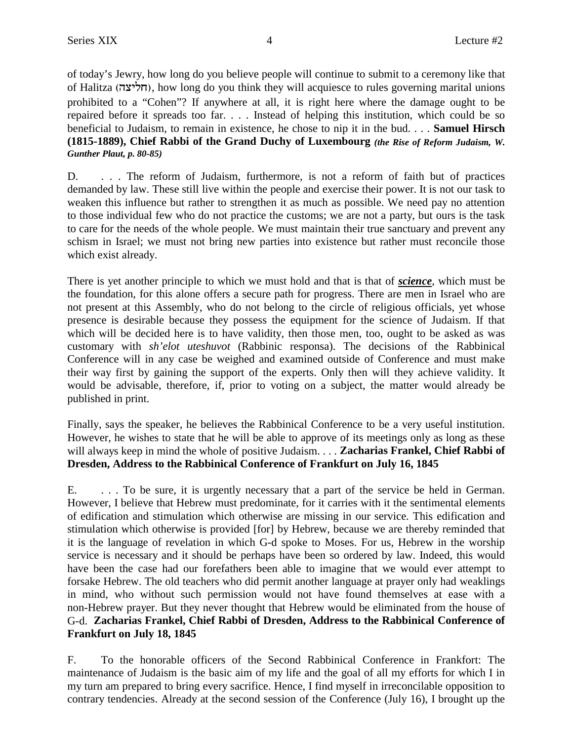of today's Jewry, how long do you believe people will continue to submit to a ceremony like that of Halitza (חליצה), how long do you think they will acquiesce to rules governing marital unions prohibited to a "Cohen"? If anywhere at all, it is right here where the damage ought to be repaired before it spreads too far. . . . Instead of helping this institution, which could be so beneficial to Judaism, to remain in existence, he chose to nip it in the bud. . . . **Samuel Hirsch (1815-1889), Chief Rabbi of the Grand Duchy of Luxembourg** ***(the Rise of Reform Judaism, W. Gunther Plaut, p. 80-85)***

D. . . . The reform of Judaism, furthermore, is not a reform of faith but of practices demanded by law. These still live within the people and exercise their power. It is not our task to weaken this influence but rather to strengthen it as much as possible. We need pay no attention to those individual few who do not practice the customs; we are not a party, but ours is the task to care for the needs of the whole people. We must maintain their true sanctuary and prevent any schism in Israel; we must not bring new parties into existence but rather must reconcile those which exist already.

There is yet another principle to which we must hold and that is that of ***science***, which must be the foundation, for this alone offers a secure path for progress. There are men in Israel who are not present at this Assembly, who do not belong to the circle of religious officials, yet whose presence is desirable because they possess the equipment for the science of Judaism. If that which will be decided here is to have validity, then those men, too, ought to be asked as was customary with *sh'elot uteshuvot* (Rabbinic responsa). The decisions of the Rabbinical Conference will in any case be weighed and examined outside of Conference and must make their way first by gaining the support of the experts. Only then will they achieve validity. It would be advisable, therefore, if, prior to voting on a subject, the matter would already be published in print.

Finally, says the speaker, he believes the Rabbinical Conference to be a very useful institution. However, he wishes to state that he will be able to approve of its meetings only as long as these will always keep in mind the whole of positive Judaism. . . . **Zacharias Frankel, Chief Rabbi of Dresden, Address to the Rabbinical Conference of Frankfurt on July 16, 1845**

E. . . . To be sure, it is urgently necessary that a part of the service be held in German. However, I believe that Hebrew must predominate, for it carries with it the sentimental elements of edification and stimulation which otherwise are missing in our service. This edification and stimulation which otherwise is provided [for] by Hebrew, because we are thereby reminded that it is the language of revelation in which G-d spoke to Moses. For us, Hebrew in the worship service is necessary and it should be perhaps have been so ordered by law. Indeed, this would have been the case had our forefathers been able to imagine that we would ever attempt to forsake Hebrew. The old teachers who did permit another language at prayer only had weaklings in mind, who without such permission would not have found themselves at ease with a non-Hebrew prayer. But they never thought that Hebrew would be eliminated from the house of G-d. **Zacharias Frankel, Chief Rabbi of Dresden, Address to the Rabbinical Conference of Frankfurt on July 18, 1845**

F. To the honorable officers of the Second Rabbinical Conference in Frankfort: The maintenance of Judaism is the basic aim of my life and the goal of all my efforts for which I in my turn am prepared to bring every sacrifice. Hence, I find myself in irreconcilable opposition to contrary tendencies. Already at the second session of the Conference (July 16), I brought up the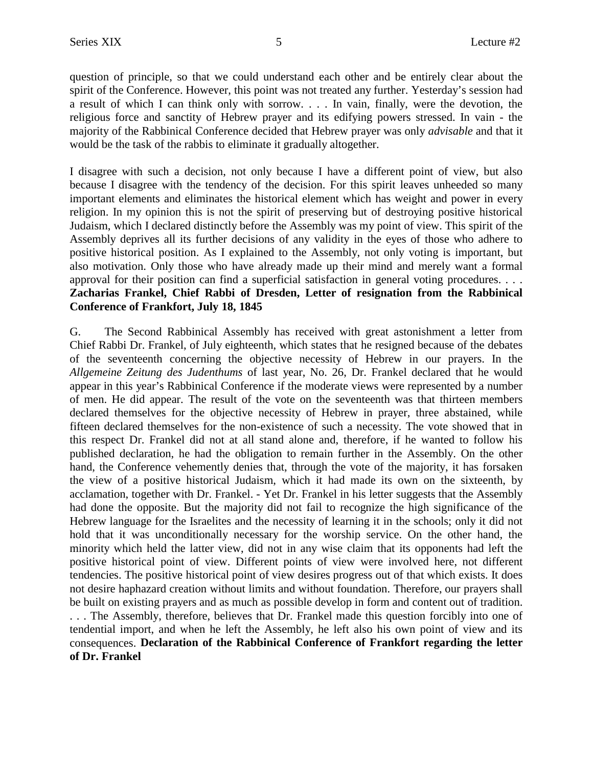question of principle, so that we could understand each other and be entirely clear about the spirit of the Conference. However, this point was not treated any further. Yesterday's session had a result of which I can think only with sorrow. . . . In vain, finally, were the devotion, the religious force and sanctity of Hebrew prayer and its edifying powers stressed. In vain - the majority of the Rabbinical Conference decided that Hebrew prayer was only *advisable* and that it would be the task of the rabbis to eliminate it gradually altogether.

I disagree with such a decision, not only because I have a different point of view, but also because I disagree with the tendency of the decision. For this spirit leaves unheeded so many important elements and eliminates the historical element which has weight and power in every religion. In my opinion this is not the spirit of preserving but of destroying positive historical Judaism, which I declared distinctly before the Assembly was my point of view. This spirit of the Assembly deprives all its further decisions of any validity in the eyes of those who adhere to positive historical position. As I explained to the Assembly, not only voting is important, but also motivation. Only those who have already made up their mind and merely want a formal approval for their position can find a superficial satisfaction in general voting procedures. . . . **Zacharias Frankel, Chief Rabbi of Dresden, Letter of resignation from the Rabbinical Conference of Frankfort, July 18, 1845**

G. The Second Rabbinical Assembly has received with great astonishment a letter from Chief Rabbi Dr. Frankel, of July eighteenth, which states that he resigned because of the debates of the seventeenth concerning the objective necessity of Hebrew in our prayers. In the *Allgemeine Zeitung des Judenthums* of last year, No. 26, Dr. Frankel declared that he would appear in this year's Rabbinical Conference if the moderate views were represented by a number of men. He did appear. The result of the vote on the seventeenth was that thirteen members declared themselves for the objective necessity of Hebrew in prayer, three abstained, while fifteen declared themselves for the non-existence of such a necessity. The vote showed that in this respect Dr. Frankel did not at all stand alone and, therefore, if he wanted to follow his published declaration, he had the obligation to remain further in the Assembly. On the other hand, the Conference vehemently denies that, through the vote of the majority, it has forsaken the view of a positive historical Judaism, which it had made its own on the sixteenth, by acclamation, together with Dr. Frankel. - Yet Dr. Frankel in his letter suggests that the Assembly had done the opposite. But the majority did not fail to recognize the high significance of the Hebrew language for the Israelites and the necessity of learning it in the schools; only it did not hold that it was unconditionally necessary for the worship service. On the other hand, the minority which held the latter view, did not in any wise claim that its opponents had left the positive historical point of view. Different points of view were involved here, not different tendencies. The positive historical point of view desires progress out of that which exists. It does not desire haphazard creation without limits and without foundation. Therefore, our prayers shall be built on existing prayers and as much as possible develop in form and content out of tradition. . . . The Assembly, therefore, believes that Dr. Frankel made this question forcibly into one of tendential import, and when he left the Assembly, he left also his own point of view and its consequences. **Declaration of the Rabbinical Conference of Frankfort regarding the letter of Dr. Frankel**